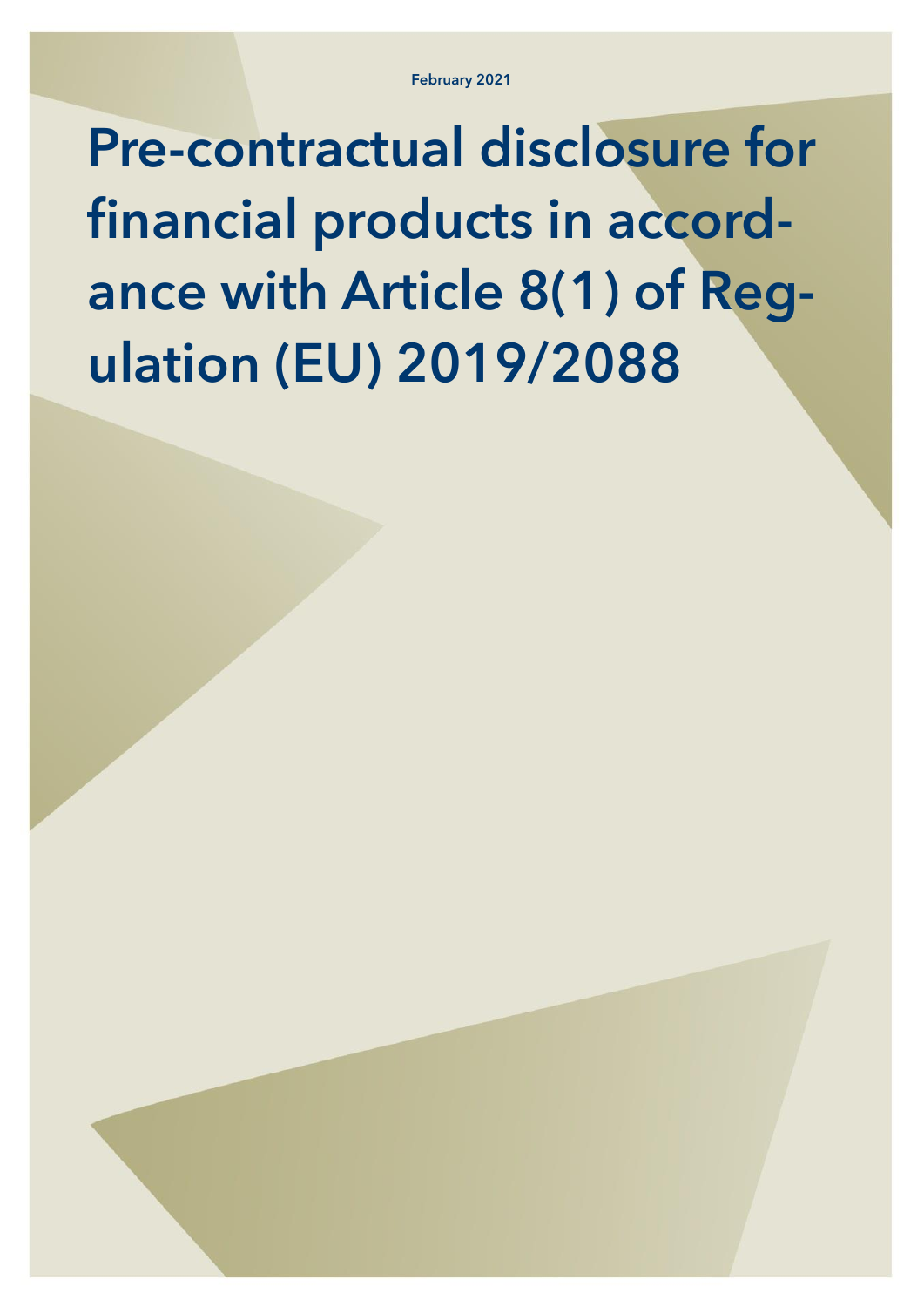February 2021

# Pre-contractual disclosure for financial products in accordance with Article 8(1) of Regulation (EU) 2019/2088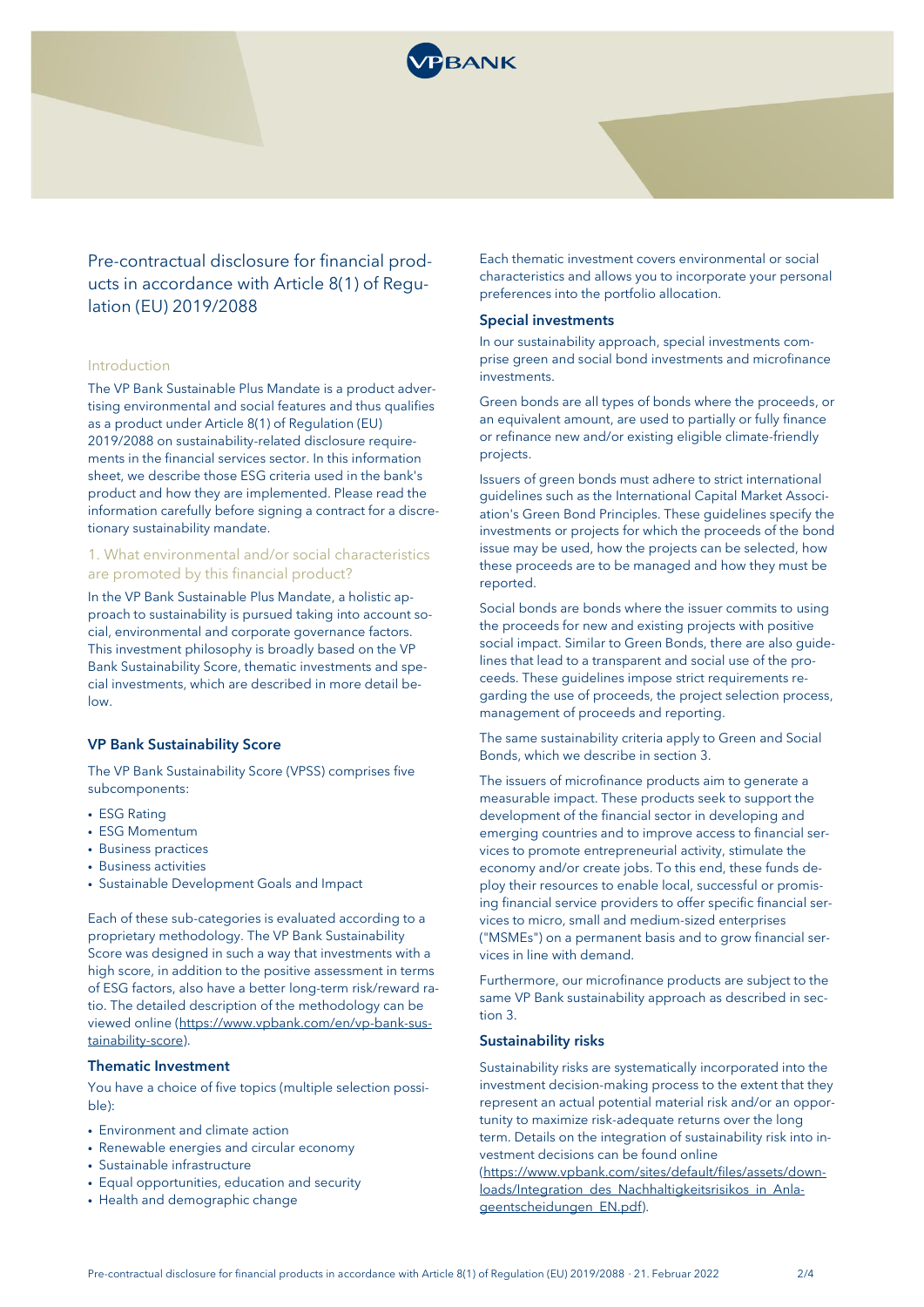# Pre-contractual disclosure for financial products in accordance with Article 8(1) of Regulation (EU) 2019/2088

## Introduction

The VP Bank Sustainable Plus Mandate is a product advertising environmental and social features and thus qualifies as a product under Article 8(1) of Regulation (EU) 2019/2088 on sustainability-related disclosure requirements in the financial services sector. In this information sheet, we describe those ESG criteria used in the bank's product and how they are implemented. Please read the information carefully before signing a contract for a discretionary sustainability mandate.

## 1. What environmental and/or social characteristics are promoted by this financial product?

In the VP Bank Sustainable Plus Mandate, a holistic approach to sustainability is pursued taking into account social, environmental and corporate governance factors. This investment philosophy is broadly based on the VP Bank Sustainability Score, thematic investments and special investments, which are described in more detail below.

### VP Bank Sustainability Score

The VP Bank Sustainability Score (VPSS) comprises five subcomponents:

- ESG Rating
- ESG Momentum
- Business practices
- Business activities
- Sustainable Development Goals and Impact

Each of these sub-categories is evaluated according to a proprietary methodology. The VP Bank Sustainability Score was designed in such a way that investments with a high score, in addition to the positive assessment in terms of ESG factors, also have a better long-term risk/reward ratio. The detailed description of the methodology can be viewed online (https://www.vpbank.com/en/vp-bank-sustainability-score).

### Thematic Investment

You have a choice of five topics (multiple selection possible):

- Environment and climate action
- Renewable energies and circular economy
- Sustainable infrastructure
- Equal opportunities, education and security
- Health and demographic change

Each thematic investment covers environmental or social characteristics and allows you to incorporate your personal preferences into the portfolio allocation.

### Special investments

In our sustainability approach, special investments comprise green and social bond investments and microfinance investments.

Green bonds are all types of bonds where the proceeds, or an equivalent amount, are used to partially or fully finance or refinance new and/or existing eligible climate-friendly projects.

Issuers of green bonds must adhere to strict international guidelines such as the International Capital Market Association's Green Bond Principles. These guidelines specify the investments or projects for which the proceeds of the bond issue may be used, how the projects can be selected, how these proceeds are to be managed and how they must be reported.

Social bonds are bonds where the issuer commits to using the proceeds for new and existing projects with positive social impact. Similar to Green Bonds, there are also guidelines that lead to a transparent and social use of the proceeds. These guidelines impose strict requirements regarding the use of proceeds, the project selection process, management of proceeds and reporting.

The same sustainability criteria apply to Green and Social Bonds, which we describe in section 3.

The issuers of microfinance products aim to generate a measurable impact. These products seek to support the development of the financial sector in developing and emerging countries and to improve access to financial services to promote entrepreneurial activity, stimulate the economy and/or create jobs. To this end, these funds deploy their resources to enable local, successful or promising financial service providers to offer specific financial services to micro, small and medium-sized enterprises ("MSMEs") on a permanent basis and to grow financial services in line with demand.

Furthermore, our microfinance products are subject to the same VP Bank sustainability approach as described in section 3.

### Sustainability risks

Sustainability risks are systematically incorporated into the investment decision-making process to the extent that they represent an actual potential material risk and/or an opportunity to maximize risk-adequate returns over the long term. Details on the integration of sustainability risk into investment decisions can be found online (https://www.vpbank.com/sites/default/files/assets/downloads/Integration_des_Nachhaltigkeitsrisikos_in_Anlageentscheidungen_EN.pdf).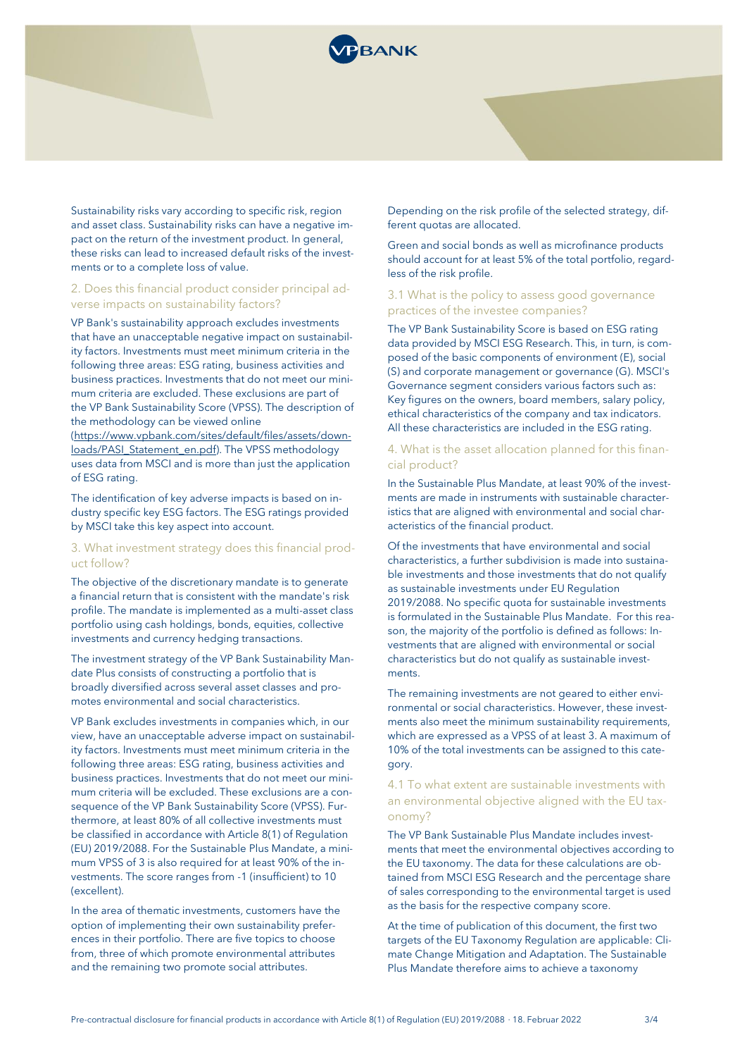Sustainability risks vary according to specific risk, region and asset class. Sustainability risks can have a negative impact on the return of the investment product. In general, these risks can lead to increased default risks of the investments or to a complete loss of value.

## 2. Does this financial product consider principal adverse impacts on sustainability factors?

VP Bank's sustainability approach excludes investments that have an unacceptable negative impact on sustainability factors. Investments must meet minimum criteria in the following three areas: ESG rating, business activities and business practices. Investments that do not meet our minimum criteria are excluded. These exclusions are part of the VP Bank Sustainability Score (VPSS). The description of the methodology can be viewed online (https://www.vpbank.com/sites/default/files/assets/downloads/PASI_Statement_en.pdf). The VPSS methodology uses data from MSCI and is more than just the application of ESG rating.

The identification of key adverse impacts is based on industry specific key ESG factors. The ESG ratings provided by MSCI take this key aspect into account.

## 3. What investment strategy does this financial product follow?

The objective of the discretionary mandate is to generate a financial return that is consistent with the mandate's risk profile. The mandate is implemented as a multi-asset class portfolio using cash holdings, bonds, equities, collective investments and currency hedging transactions.

The investment strategy of the VP Bank Sustainability Mandate Plus consists of constructing a portfolio that is broadly diversified across several asset classes and promotes environmental and social characteristics.

VP Bank excludes investments in companies which, in our view, have an unacceptable adverse impact on sustainability factors. Investments must meet minimum criteria in the following three areas: ESG rating, business activities and business practices. Investments that do not meet our minimum criteria will be excluded. These exclusions are a consequence of the VP Bank Sustainability Score (VPSS). Furthermore, at least 80% of all collective investments must be classified in accordance with Article 8(1) of Regulation (EU) 2019/2088. For the Sustainable Plus Mandate, a minimum VPSS of 3 is also required for at least 90% of the investments. The score ranges from -1 (insufficient) to 10 (excellent).

In the area of thematic investments, customers have the option of implementing their own sustainability preferences in their portfolio. There are five topics to choose from, three of which promote environmental attributes and the remaining two promote social attributes.

Depending on the risk profile of the selected strategy, different quotas are allocated.

Green and social bonds as well as microfinance products should account for at least 5% of the total portfolio, regardless of the risk profile.

### 3.1 What is the policy to assess good governance practices of the investee companies?

The VP Bank Sustainability Score is based on ESG rating data provided by MSCI ESG Research. This, in turn, is composed of the basic components of environment (E), social (S) and corporate management or governance (G). MSCI's Governance segment considers various factors such as: Key figures on the owners, board members, salary policy, ethical characteristics of the company and tax indicators. All these characteristics are included in the ESG rating.

## 4. What is the asset allocation planned for this financial product?

In the Sustainable Plus Mandate, at least 90% of the investments are made in instruments with sustainable characteristics that are aligned with environmental and social characteristics of the financial product.

Of the investments that have environmental and social characteristics, a further subdivision is made into sustainable investments and those investments that do not qualify as sustainable investments under EU Regulation 2019/2088. No specific quota for sustainable investments is formulated in the Sustainable Plus Mandate. For this reason, the majority of the portfolio is defined as follows: Investments that are aligned with environmental or social characteristics but do not qualify as sustainable investments.

The remaining investments are not geared to either environmental or social characteristics. However, these investments also meet the minimum sustainability requirements, which are expressed as a VPSS of at least 3. A maximum of 10% of the total investments can be assigned to this category.

### 4.1 To what extent are sustainable investments with an environmental objective aligned with the EU taxonomy?

The VP Bank Sustainable Plus Mandate includes investments that meet the environmental objectives according to the EU taxonomy. The data for these calculations are obtained from MSCI ESG Research and the percentage share of sales corresponding to the environmental target is used as the basis for the respective company score.

At the time of publication of this document, the first two targets of the EU Taxonomy Regulation are applicable: Climate Change Mitigation and Adaptation. The Sustainable Plus Mandate therefore aims to achieve a taxonomy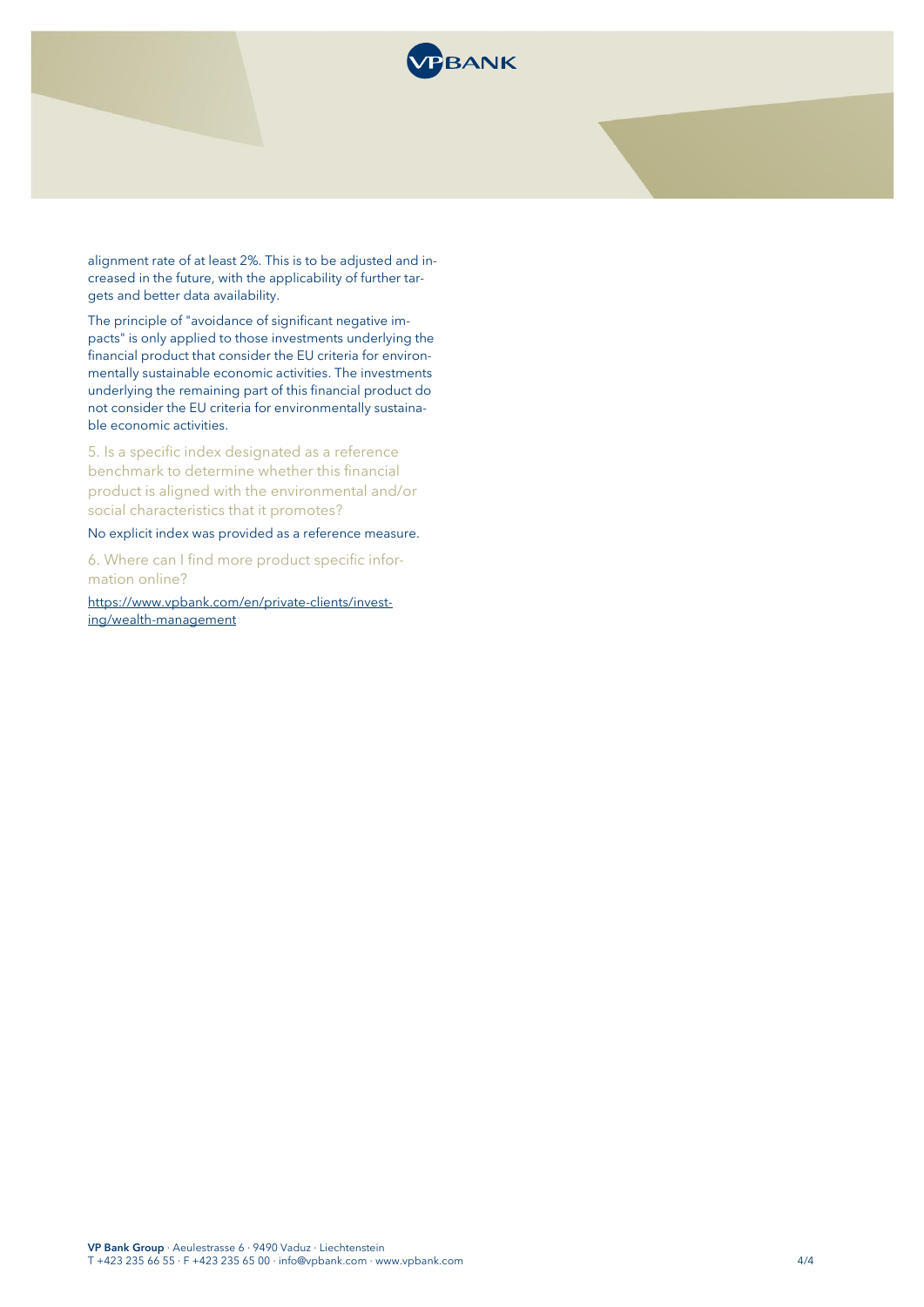alignment rate of at least 2%. This is to be adjusted and increased in the future, with the applicability of further targets and better data availability.

The principle of "avoidance of significant negative impacts" is only applied to those investments underlying the financial product that consider the EU criteria for environmentally sustainable economic activities. The investments underlying the remaining part of this financial product do not consider the EU criteria for environmentally sustainable economic activities.

## 5. Is a specific index designated as a reference benchmark to determine whether this financial product is aligned with the environmental and/or social characteristics that it promotes?

No explicit index was provided as a reference measure.

## 6. Where can I find more product specific information online?

[https://www.vpbank.com/en/private-clients/investing/wealth-management](https://www.vpbank.com/en/private-clients/investing/wealth-management)